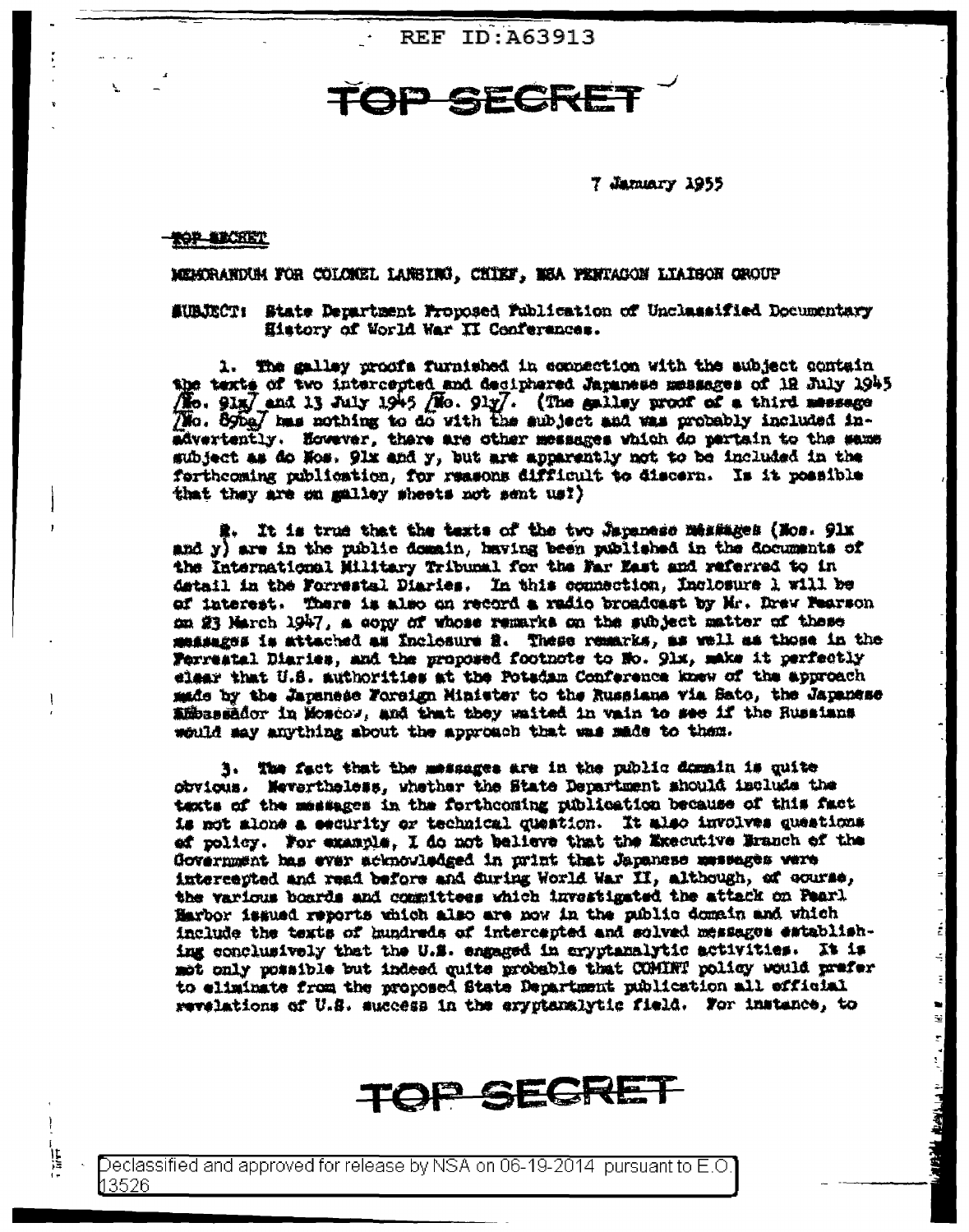REF ID:A63913

# TOP SECRET

7 January 1955

TOP SECRET

MEMORANDUM FOR COLONEL LANSING, CHIEF, NSA PENTAGON LIAISON GROUP

SUBJECT: State Department Proposed Publication of Unclassified Documentary History of World War II Conferences.

1. The galley proofs furnished in connection with the subject contain the texts of two intercepted and deciphered Japanese messages of 12 July 1945 [No. 91x] and 13 July 1945 [No. 91y]. (The galley proof of a third message [No. 89ba] has nothing to do with the subject and was probably included inadvertently. However, there are other messages which do pertain to the same subject as do Nos. 91x and y, but are apparently not to be included in the forthcoming publication, for reasons difficult to discern. Is it possible that they are on galley sheets not sent us?)

2. It is true that the texts of the two Japanese messages (Nos. 91x and y) are in the public domain, having been published in the documents of the International Military Tribunal for the Far East and referred to in detail in the Forrestal Diaries. In this connection, Inclosure 1 will be of interest. There is also on record a radio broadcast by Mr. Drew Pearson on 23 March 1947, a copy of whose remarks on the subject matter of these messages is attached as Inclosure 2. These remarks, as well as those in the Forrestal Diaries, and the proposed footnote to No. 91x, make it perfectly clear that U.S. authorities at the Potsdam Conference knew of the approach made by the Japanese Foreign Minister to the Russians via Sato, the Japanese Ambassador in Moscow, and that they waited in vain to see if the Russians would say anything about the approach that was made to them.

3. The fact that the messages are in the public domain is quite obvious. Nevertheless, whether the State Department should include the texts of the messages in the forthcoming publication because of this fact is not alone a security or technical question. It also involves questions of policy. For example, I do not believe that the Executive Branch of the Government has ever acknowledged in print that Japanese messages were intercepted and read before and during World War II, although, of course, the various boards and committees which investigated the attack on Pearl Harbor issued reports which also are now in the public domain and which include the texts of hundreds of intercepted and solved messages establishing conclusively that the U.S. engaged in cryptanalytic activities. It is not only possible but indeed quite probable that COMINT policy would prefer to eliminate from the proposed State Department publication all official revelations of U.S. success in the cryptanalytic field. For instance, to

# TOP SECRET

Declassified and approved for release by NSA on 06-19-2014 pursuant to E.O. 13526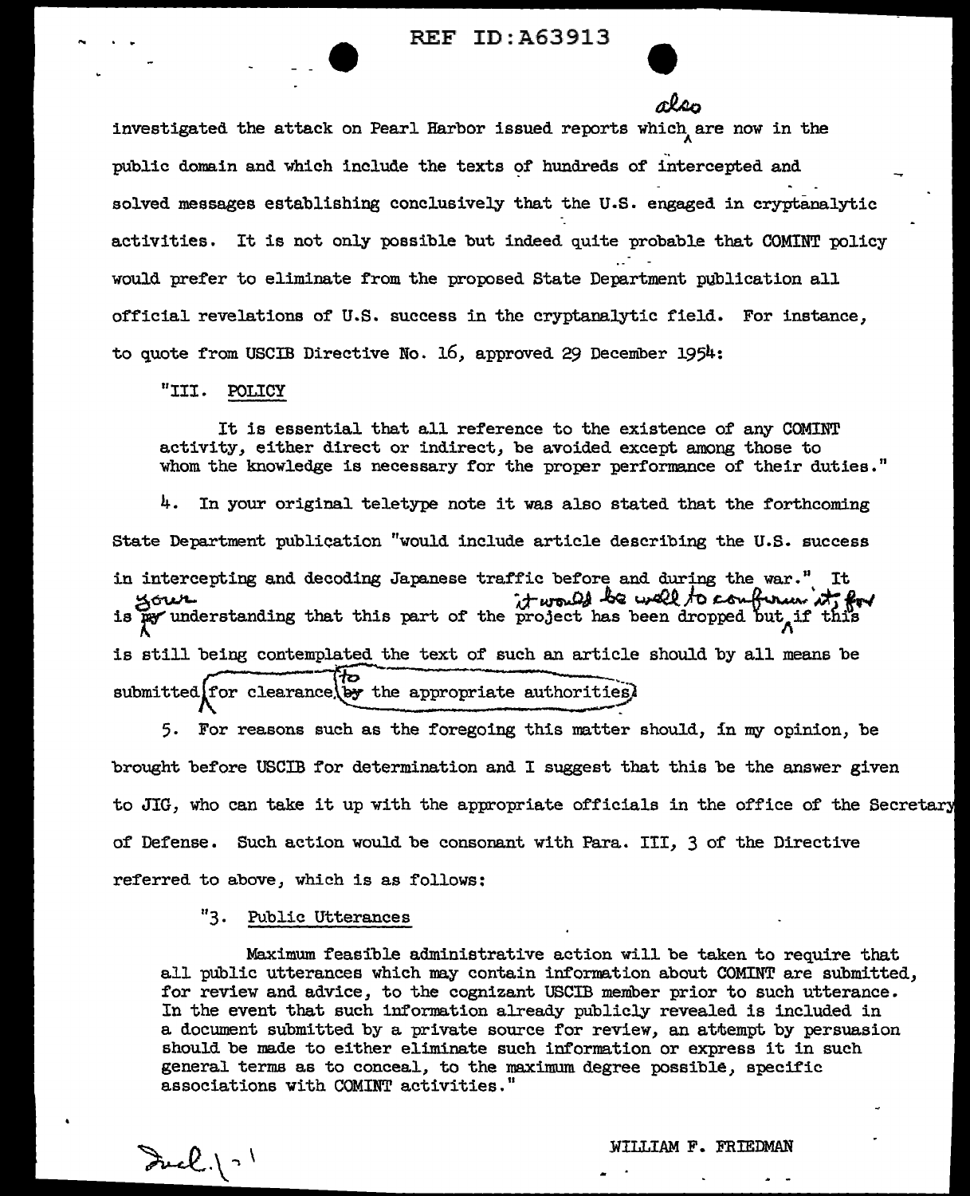investigated the attack on Pearl Harbor issued reports which also are now in the public domain and which include the texts of hundreds of intercepted and solved messages establishing conclusively that the U.S. engaged in cryptanalytic activities. It is not only possible but indeed quite probable that COMINT policy would prefer to eliminate from the proposed State Department publication all official revelations of U.S. success in the cryptanalytic field. For instance, to quote from USCIB Directive No. 16, approved 29 December 1954:

"III. POLICY

> It is essential that all reference to the existence of any COMINT activity, either direct or indirect, be avoided except among those to whom the knowledge is necessary for the proper performance of their duties."

4. In your original teletype note it was also stated that the forthcoming State Department publication "would include article describing the U.S. success in intercepting and decoding Japanese traffic before and during the war." It is your understanding that this part of the project has been dropped but it would be well to confirm it, for if this is still being contemplated the text of such an article should by all means be submitted for clearance to the appropriate authorities.

5. For reasons such as the foregoing this matter should, in my opinion, be brought before USCIB for determination and I suggest that this be the answer given to JIG, who can take it up with the appropriate officials in the office of the Secretary of Defense. Such action would be consonant with Para. III, 3 of the Directive referred to above, which is as follows:

> "3. Public Utterances
>
> Maximum feasible administrative action will be taken to require that all public utterances which may contain information about COMINT are submitted, for review and advice, to the cognizant USCIB member prior to such utterance. In the event that such information already publicly revealed is included in a document submitted by a private source for review, an attempt by persuasion should be made to either eliminate such information or express it in such general terms as to conceal, to the maximum degree possible, specific associations with COMINT activities."

Incl.\ 1

WILLIAM F. FRIEDMAN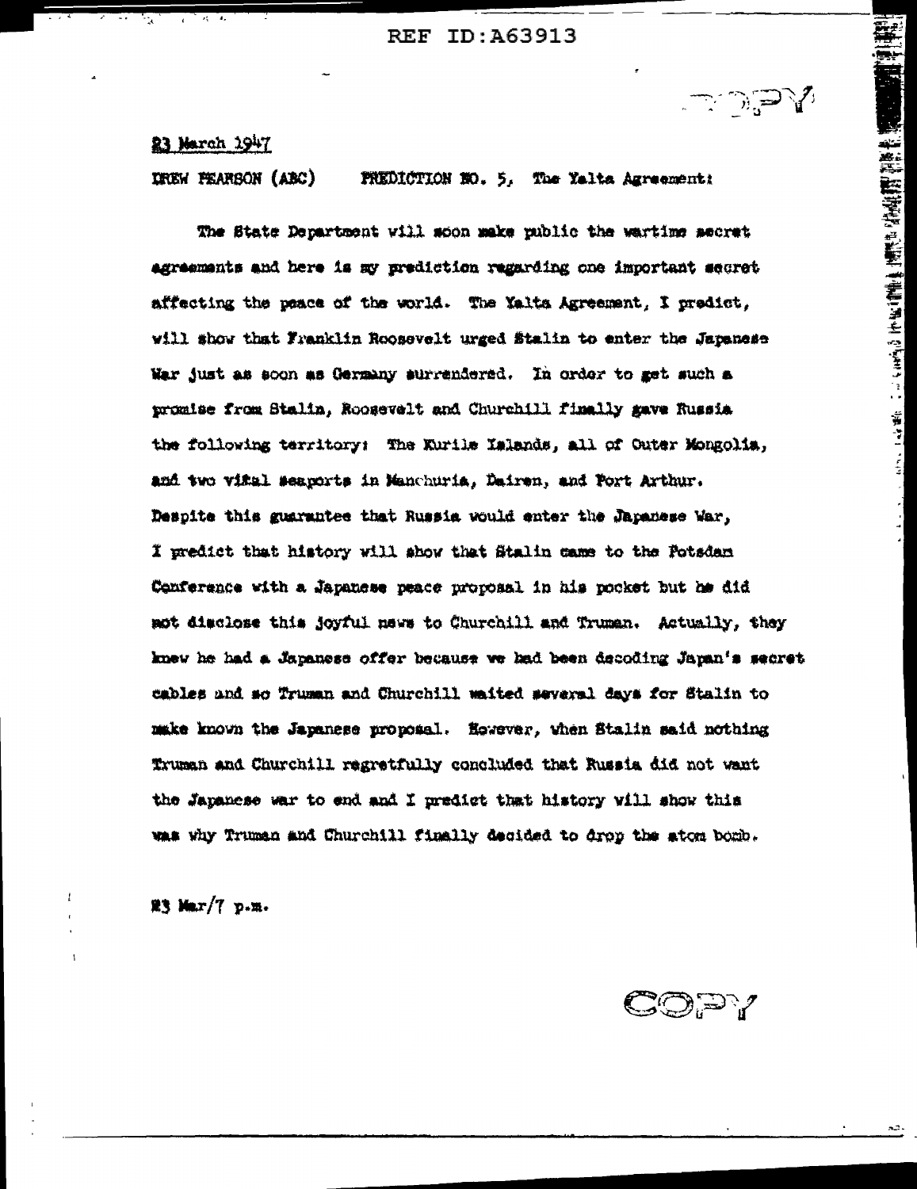REF ID:A63913

COPY

23 March 1947

DREW PEARSON (ABC) PREDICTION NO. 5, The Yalta Agreement:

The State Department will soon make public the wartime secret agreements and here is my prediction regarding one important secret affecting the peace of the world. The Yalta Agreement, I predict, will show that Franklin Roosevelt urged Stalin to enter the Japanese War just as soon as Germany surrendered. In order to get such a promise from Stalin, Roosevelt and Churchill finally gave Russia the following territory: The Kurile Islands, all of Outer Mongolia, and two vital seaports in Manchuria, Dairen, and Port Arthur. Despite this guarantee that Russia would enter the Japanese War, I predict that history will show that Stalin came to the Potsdam Conference with a Japanese peace proposal in his pocket but he did not disclose this joyful news to Churchill and Truman. Actually, they knew he had a Japanese offer because we had been decoding Japan's secret cables and so Truman and Churchill waited several days for Stalin to make known the Japanese proposal. However, when Stalin said nothing Truman and Churchill regretfully concluded that Russia did not want the Japanese war to end and I predict that history will show this was why Truman and Churchill finally decided to drop the atom bomb.

23 Mar/7 p.m.

COPY